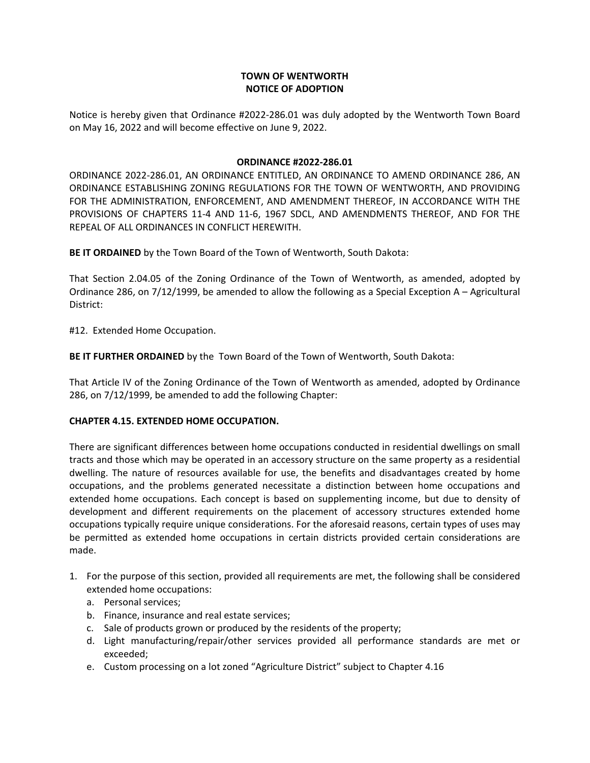**TOWN OF WENTWORTH**
**NOTICE OF ADOPTION**

Notice is hereby given that Ordinance #2022-286.01 was duly adopted by the Wentworth Town Board on May 16, 2022 and will become effective on June 9, 2022.

**ORDINANCE #2022-286.01**

ORDINANCE 2022-286.01, AN ORDINANCE ENTITLED, AN ORDINANCE TO AMEND ORDINANCE 286, AN ORDINANCE ESTABLISHING ZONING REGULATIONS FOR THE TOWN OF WENTWORTH, AND PROVIDING FOR THE ADMINISTRATION, ENFORCEMENT, AND AMENDMENT THEREOF, IN ACCORDANCE WITH THE PROVISIONS OF CHAPTERS 11-4 AND 11-6, 1967 SDCL, AND AMENDMENTS THEREOF, AND FOR THE REPEAL OF ALL ORDINANCES IN CONFLICT HEREWITH.

**BE IT ORDAINED** by the Town Board of the Town of Wentworth, South Dakota:

That Section 2.04.05 of the Zoning Ordinance of the Town of Wentworth, as amended, adopted by Ordinance 286, on 7/12/1999, be amended to allow the following as a Special Exception A – Agricultural District:

#12. Extended Home Occupation.

**BE IT FURTHER ORDAINED** by the Town Board of the Town of Wentworth, South Dakota:

That Article IV of the Zoning Ordinance of the Town of Wentworth as amended, adopted by Ordinance 286, on 7/12/1999, be amended to add the following Chapter:

**CHAPTER 4.15. EXTENDED HOME OCCUPATION.**

There are significant differences between home occupations conducted in residential dwellings on small tracts and those which may be operated in an accessory structure on the same property as a residential dwelling. The nature of resources available for use, the benefits and disadvantages created by home occupations, and the problems generated necessitate a distinction between home occupations and extended home occupations. Each concept is based on supplementing income, but due to density of development and different requirements on the placement of accessory structures extended home occupations typically require unique considerations. For the aforesaid reasons, certain types of uses may be permitted as extended home occupations in certain districts provided certain considerations are made.

1. For the purpose of this section, provided all requirements are met, the following shall be considered extended home occupations:
   a. Personal services;
   b. Finance, insurance and real estate services;
   c. Sale of products grown or produced by the residents of the property;
   d. Light manufacturing/repair/other services provided all performance standards are met or exceeded;
   e. Custom processing on a lot zoned "Agriculture District" subject to Chapter 4.16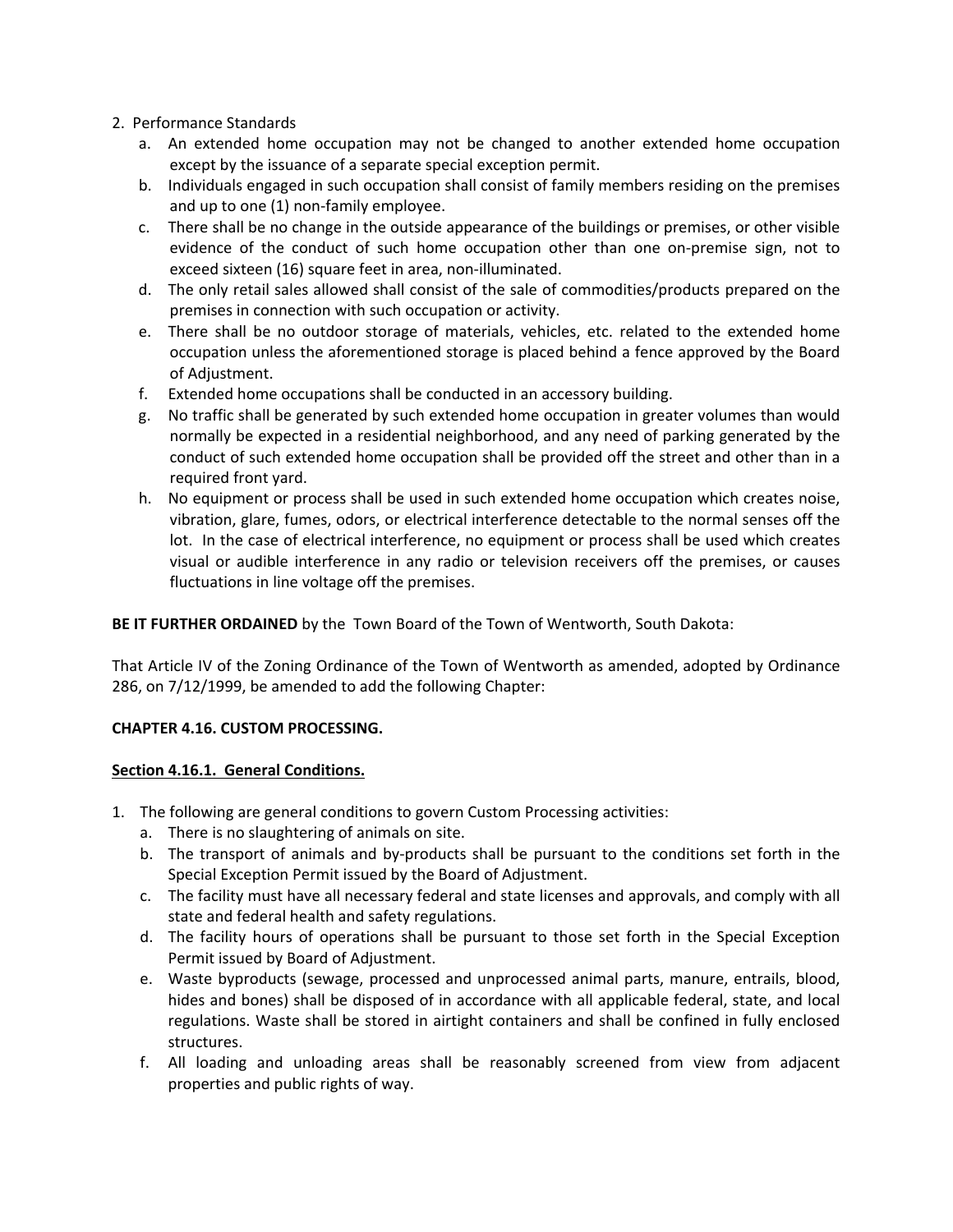2. Performance Standards
   a. An extended home occupation may not be changed to another extended home occupation except by the issuance of a separate special exception permit.
   b. Individuals engaged in such occupation shall consist of family members residing on the premises and up to one (1) non-family employee.
   c. There shall be no change in the outside appearance of the buildings or premises, or other visible evidence of the conduct of such home occupation other than one on-premise sign, not to exceed sixteen (16) square feet in area, non-illuminated.
   d. The only retail sales allowed shall consist of the sale of commodities/products prepared on the premises in connection with such occupation or activity.
   e. There shall be no outdoor storage of materials, vehicles, etc. related to the extended home occupation unless the aforementioned storage is placed behind a fence approved by the Board of Adjustment.
   f. Extended home occupations shall be conducted in an accessory building.
   g. No traffic shall be generated by such extended home occupation in greater volumes than would normally be expected in a residential neighborhood, and any need of parking generated by the conduct of such extended home occupation shall be provided off the street and other than in a required front yard.
   h. No equipment or process shall be used in such extended home occupation which creates noise, vibration, glare, fumes, odors, or electrical interference detectable to the normal senses off the lot. In the case of electrical interference, no equipment or process shall be used which creates visual or audible interference in any radio or television receivers off the premises, or causes fluctuations in line voltage off the premises.

**BE IT FURTHER ORDAINED** by the Town Board of the Town of Wentworth, South Dakota:

That Article IV of the Zoning Ordinance of the Town of Wentworth as amended, adopted by Ordinance 286, on 7/12/1999, be amended to add the following Chapter:

**CHAPTER 4.16. CUSTOM PROCESSING.**

**Section 4.16.1. General Conditions.**

1. The following are general conditions to govern Custom Processing activities:
   a. There is no slaughtering of animals on site.
   b. The transport of animals and by-products shall be pursuant to the conditions set forth in the Special Exception Permit issued by the Board of Adjustment.
   c. The facility must have all necessary federal and state licenses and approvals, and comply with all state and federal health and safety regulations.
   d. The facility hours of operations shall be pursuant to those set forth in the Special Exception Permit issued by Board of Adjustment.
   e. Waste byproducts (sewage, processed and unprocessed animal parts, manure, entrails, blood, hides and bones) shall be disposed of in accordance with all applicable federal, state, and local regulations. Waste shall be stored in airtight containers and shall be confined in fully enclosed structures.
   f. All loading and unloading areas shall be reasonably screened from view from adjacent properties and public rights of way.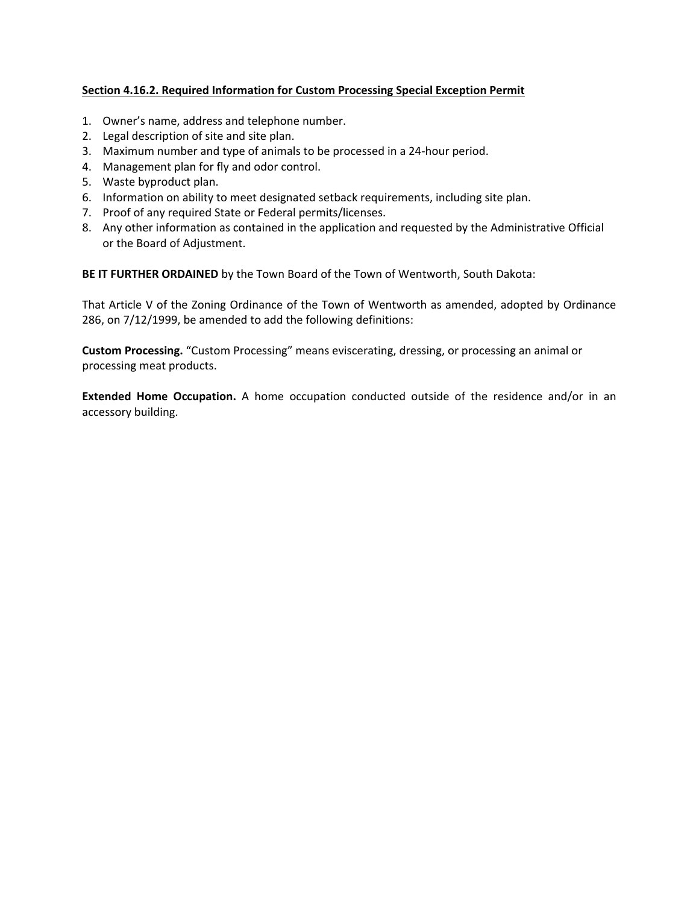**Section 4.16.2. Required Information for Custom Processing Special Exception Permit**

1. Owner's name, address and telephone number.
2. Legal description of site and site plan.
3. Maximum number and type of animals to be processed in a 24-hour period.
4. Management plan for fly and odor control.
5. Waste byproduct plan.
6. Information on ability to meet designated setback requirements, including site plan.
7. Proof of any required State or Federal permits/licenses.
8. Any other information as contained in the application and requested by the Administrative Official or the Board of Adjustment.

**BE IT FURTHER ORDAINED** by the Town Board of the Town of Wentworth, South Dakota:

That Article V of the Zoning Ordinance of the Town of Wentworth as amended, adopted by Ordinance 286, on 7/12/1999, be amended to add the following definitions:

**Custom Processing.** "Custom Processing" means eviscerating, dressing, or processing an animal or processing meat products.

**Extended Home Occupation.** A home occupation conducted outside of the residence and/or in an accessory building.